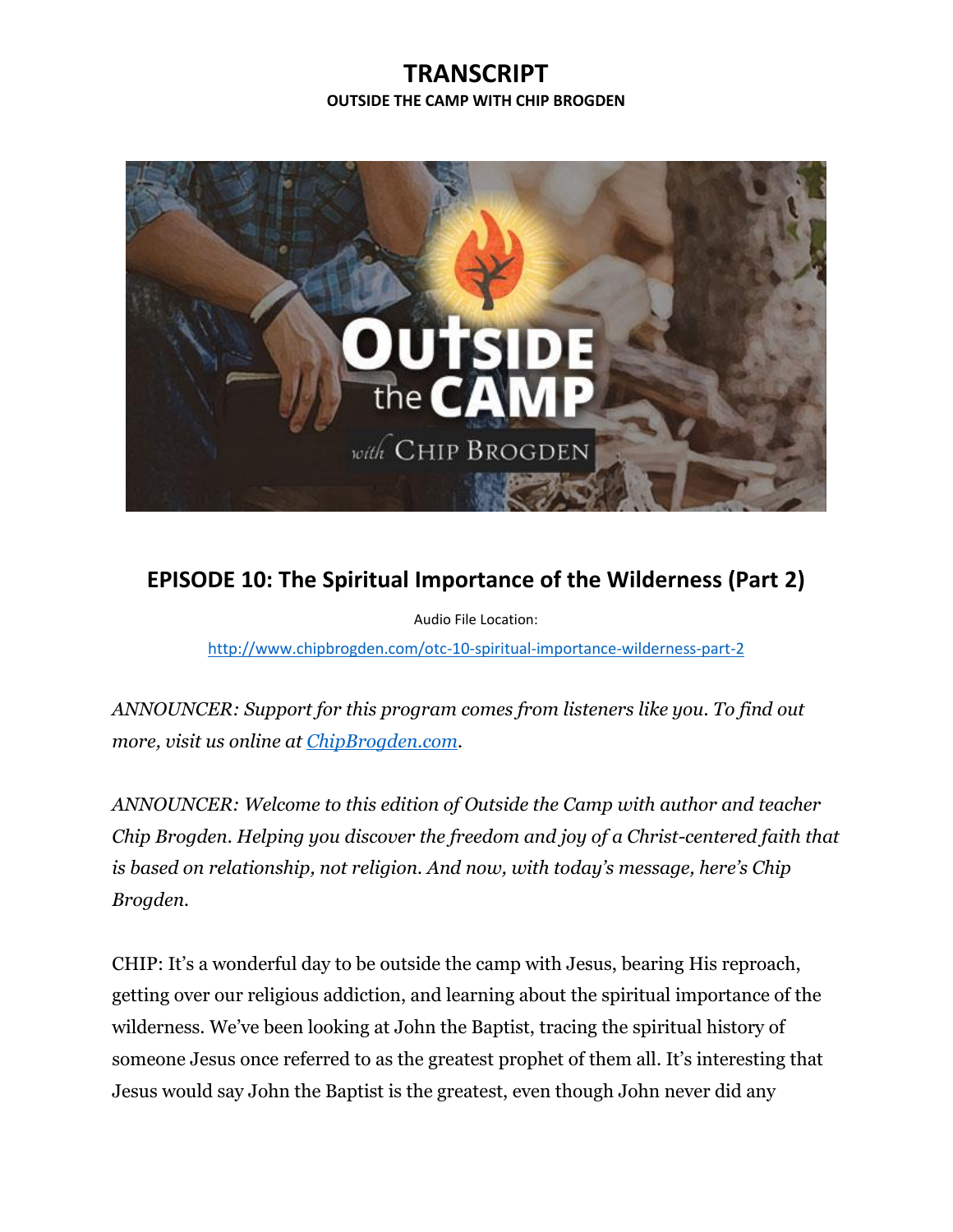# TRANSCRIPT

**OUTSIDE THE CAMP WITH CHIP BROGDEN**

## EPISODE 10: The Spiritual Importance of the Wilderness (Part 2)

Audio File Location:

http://www.chipbrogden.com/otc-10-spiritual-importance-wilderness-part-2

*ANNOUNCER: Support for this program comes from listeners like you. To find out more, visit us online at ChipBrogden.com.*

*ANNOUNCER: Welcome to this edition of Outside the Camp with author and teacher Chip Brogden. Helping you discover the freedom and joy of a Christ-centered faith that is based on relationship, not religion. And now, with today's message, here's Chip Brogden.*

CHIP: It's a wonderful day to be outside the camp with Jesus, bearing His reproach, getting over our religious addiction, and learning about the spiritual importance of the wilderness. We've been looking at John the Baptist, tracing the spiritual history of someone Jesus once referred to as the greatest prophet of them all. It's interesting that Jesus would say John the Baptist is the greatest, even though John never did any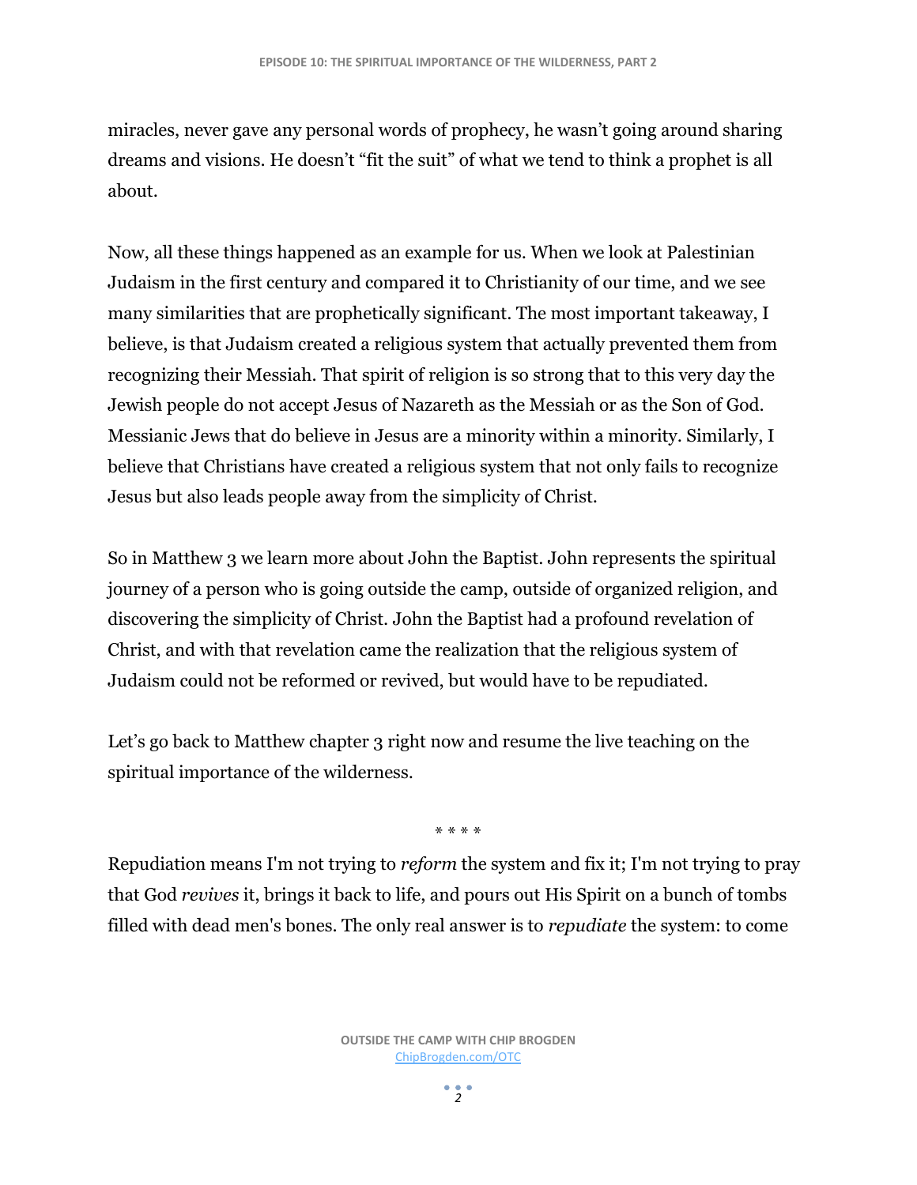miracles, never gave any personal words of prophecy, he wasn't going around sharing dreams and visions. He doesn't "fit the suit" of what we tend to think a prophet is all about.

Now, all these things happened as an example for us. When we look at Palestinian Judaism in the first century and compared it to Christianity of our time, and we see many similarities that are prophetically significant. The most important takeaway, I believe, is that Judaism created a religious system that actually prevented them from recognizing their Messiah. That spirit of religion is so strong that to this very day the Jewish people do not accept Jesus of Nazareth as the Messiah or as the Son of God. Messianic Jews that do believe in Jesus are a minority within a minority. Similarly, I believe that Christians have created a religious system that not only fails to recognize Jesus but also leads people away from the simplicity of Christ.

So in Matthew 3 we learn more about John the Baptist. John represents the spiritual journey of a person who is going outside the camp, outside of organized religion, and discovering the simplicity of Christ. John the Baptist had a profound revelation of Christ, and with that revelation came the realization that the religious system of Judaism could not be reformed or revived, but would have to be repudiated.

Let's go back to Matthew chapter 3 right now and resume the live teaching on the spiritual importance of the wilderness.

* * * *

Repudiation means I'm not trying to *reform* the system and fix it; I'm not trying to pray that God *revives* it, brings it back to life, and pours out His Spirit on a bunch of tombs filled with dead men's bones. The only real answer is to *repudiate* the system: to come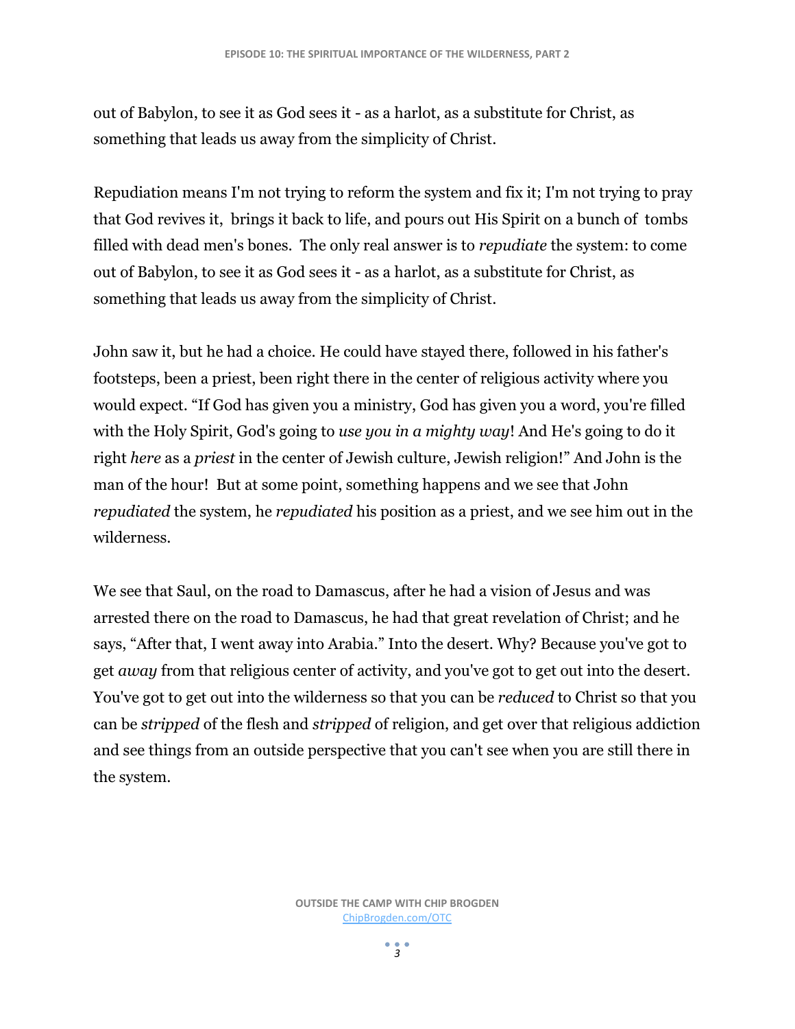out of Babylon, to see it as God sees it - as a harlot, as a substitute for Christ, as something that leads us away from the simplicity of Christ.

Repudiation means I'm not trying to reform the system and fix it; I'm not trying to pray that God revives it, brings it back to life, and pours out His Spirit on a bunch of tombs filled with dead men's bones. The only real answer is to *repudiate* the system: to come out of Babylon, to see it as God sees it - as a harlot, as a substitute for Christ, as something that leads us away from the simplicity of Christ.

John saw it, but he had a choice. He could have stayed there, followed in his father's footsteps, been a priest, been right there in the center of religious activity where you would expect. "If God has given you a ministry, God has given you a word, you're filled with the Holy Spirit, God's going to *use you in a mighty way*! And He's going to do it right *here* as a *priest* in the center of Jewish culture, Jewish religion!" And John is the man of the hour! But at some point, something happens and we see that John *repudiated* the system, he *repudiated* his position as a priest, and we see him out in the wilderness.

We see that Saul, on the road to Damascus, after he had a vision of Jesus and was arrested there on the road to Damascus, he had that great revelation of Christ; and he says, "After that, I went away into Arabia." Into the desert. Why? Because you've got to get *away* from that religious center of activity, and you've got to get out into the desert. You've got to get out into the wilderness so that you can be *reduced* to Christ so that you can be *stripped* of the flesh and *stripped* of religion, and get over that religious addiction and see things from an outside perspective that you can't see when you are still there in the system.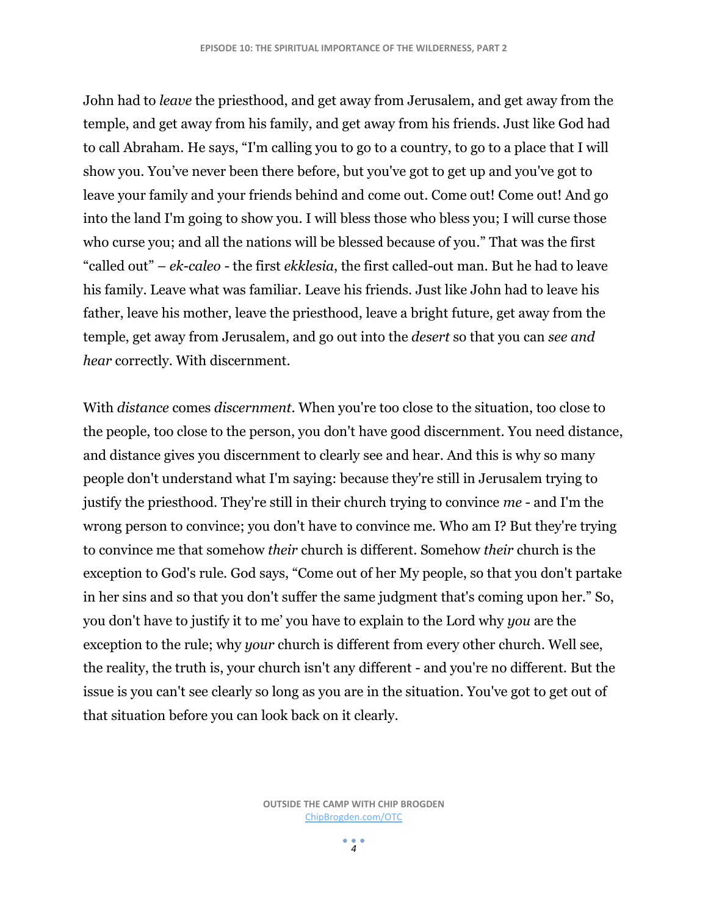John had to *leave* the priesthood, and get away from Jerusalem, and get away from the temple, and get away from his family, and get away from his friends. Just like God had to call Abraham. He says, "I'm calling you to go to a country, to go to a place that I will show you. You've never been there before, but you've got to get up and you've got to leave your family and your friends behind and come out. Come out! Come out! And go into the land I'm going to show you. I will bless those who bless you; I will curse those who curse you; and all the nations will be blessed because of you." That was the first "called out" – *ek-caleo* - the first *ekklesia*, the first called-out man. But he had to leave his family. Leave what was familiar. Leave his friends. Just like John had to leave his father, leave his mother, leave the priesthood, leave a bright future, get away from the temple, get away from Jerusalem, and go out into the *desert* so that you can *see and hear* correctly. With discernment.

With *distance* comes *discernment*. When you're too close to the situation, too close to the people, too close to the person, you don't have good discernment. You need distance, and distance gives you discernment to clearly see and hear. And this is why so many people don't understand what I'm saying: because they're still in Jerusalem trying to justify the priesthood. They're still in their church trying to convince *me* - and I'm the wrong person to convince; you don't have to convince me. Who am I? But they're trying to convince me that somehow *their* church is different. Somehow *their* church is the exception to God's rule. God says, "Come out of her My people, so that you don't partake in her sins and so that you don't suffer the same judgment that's coming upon her." So, you don't have to justify it to me' you have to explain to the Lord why *you* are the exception to the rule; why *your* church is different from every other church. Well see, the reality, the truth is, your church isn't any different - and you're no different. But the issue is you can't see clearly so long as you are in the situation. You've got to get out of that situation before you can look back on it clearly.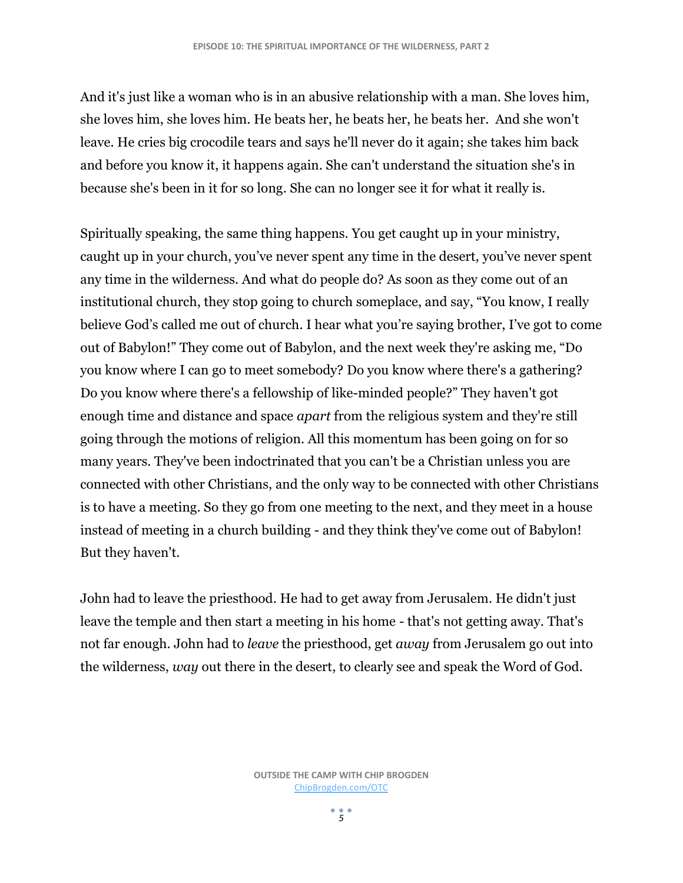And it's just like a woman who is in an abusive relationship with a man. She loves him, she loves him, she loves him. He beats her, he beats her, he beats her.  And she won't leave. He cries big crocodile tears and says he'll never do it again; she takes him back and before you know it, it happens again. She can't understand the situation she's in because she's been in it for so long. She can no longer see it for what it really is.

Spiritually speaking, the same thing happens. You get caught up in your ministry, caught up in your church, you've never spent any time in the desert, you've never spent any time in the wilderness. And what do people do? As soon as they come out of an institutional church, they stop going to church someplace, and say, "You know, I really believe God's called me out of church. I hear what you're saying brother, I've got to come out of Babylon!" They come out of Babylon, and the next week they're asking me, "Do you know where I can go to meet somebody? Do you know where there's a gathering? Do you know where there's a fellowship of like-minded people?" They haven't got enough time and distance and space *apart* from the religious system and they're still going through the motions of religion. All this momentum has been going on for so many years. They've been indoctrinated that you can't be a Christian unless you are connected with other Christians, and the only way to be connected with other Christians is to have a meeting. So they go from one meeting to the next, and they meet in a house instead of meeting in a church building - and they think they've come out of Babylon! But they haven't.

John had to leave the priesthood. He had to get away from Jerusalem. He didn't just leave the temple and then start a meeting in his home - that's not getting away. That's not far enough. John had to *leave* the priesthood, get *away* from Jerusalem go out into the wilderness, *way* out there in the desert, to clearly see and speak the Word of God.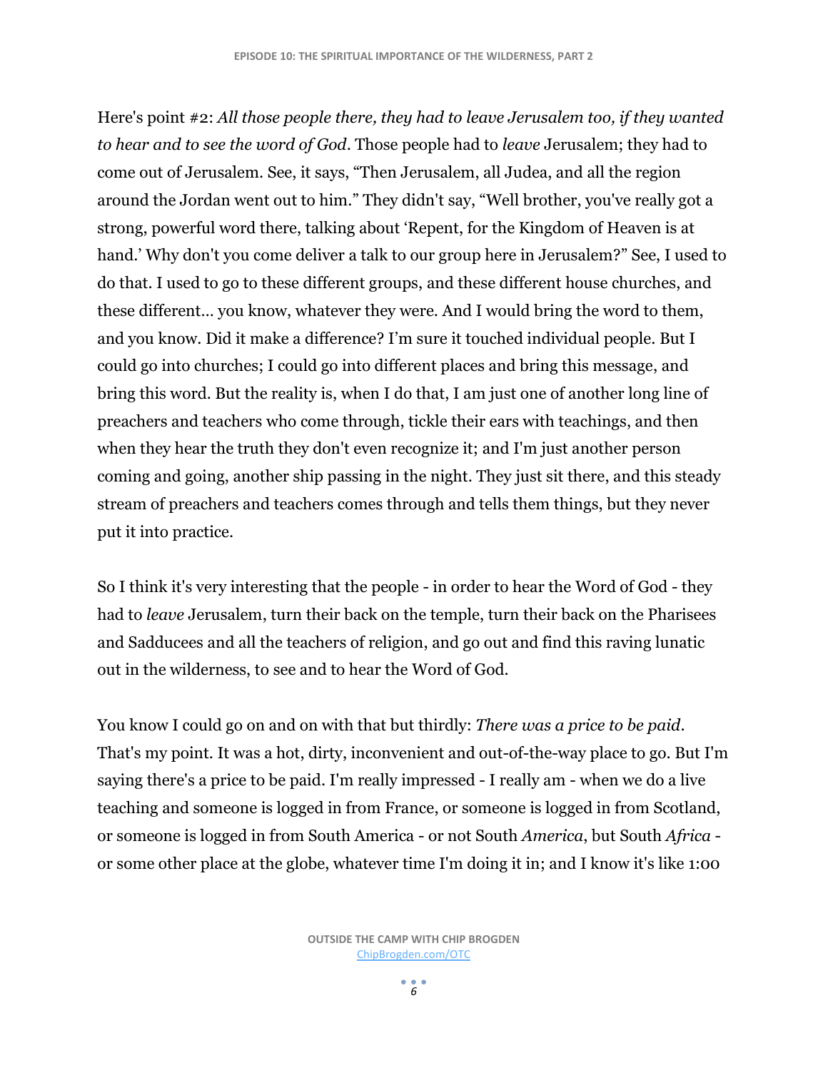Here's point #2: *All those people there, they had to leave Jerusalem too, if they wanted to hear and to see the word of God*. Those people had to *leave* Jerusalem; they had to come out of Jerusalem. See, it says, "Then Jerusalem, all Judea, and all the region around the Jordan went out to him." They didn't say, "Well brother, you've really got a strong, powerful word there, talking about 'Repent, for the Kingdom of Heaven is at hand.' Why don't you come deliver a talk to our group here in Jerusalem?" See, I used to do that. I used to go to these different groups, and these different house churches, and these different… you know, whatever they were. And I would bring the word to them, and you know. Did it make a difference? I'm sure it touched individual people. But I could go into churches; I could go into different places and bring this message, and bring this word. But the reality is, when I do that, I am just one of another long line of preachers and teachers who come through, tickle their ears with teachings, and then when they hear the truth they don't even recognize it; and I'm just another person coming and going, another ship passing in the night. They just sit there, and this steady stream of preachers and teachers comes through and tells them things, but they never put it into practice.

So I think it's very interesting that the people - in order to hear the Word of God - they had to *leave* Jerusalem, turn their back on the temple, turn their back on the Pharisees and Sadducees and all the teachers of religion, and go out and find this raving lunatic out in the wilderness, to see and to hear the Word of God.

You know I could go on and on with that but thirdly: *There was a price to be paid*. That's my point. It was a hot, dirty, inconvenient and out-of-the-way place to go. But I'm saying there's a price to be paid. I'm really impressed - I really am - when we do a live teaching and someone is logged in from France, or someone is logged in from Scotland, or someone is logged in from South America - or not South *America*, but South *Africa* - or some other place at the globe, whatever time I'm doing it in; and I know it's like 1:00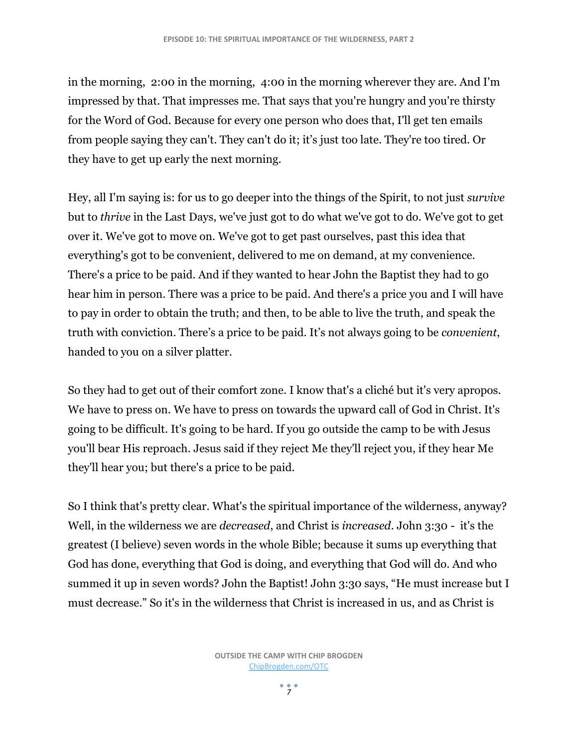in the morning, 2:00 in the morning, 4:00 in the morning wherever they are. And I'm impressed by that. That impresses me. That says that you're hungry and you're thirsty for the Word of God. Because for every one person who does that, I'll get ten emails from people saying they can't. They can't do it; it's just too late. They're too tired. Or they have to get up early the next morning.

Hey, all I'm saying is: for us to go deeper into the things of the Spirit, to not just *survive* but to *thrive* in the Last Days, we've just got to do what we've got to do. We've got to get over it. We've got to move on. We've got to get past ourselves, past this idea that everything's got to be convenient, delivered to me on demand, at my convenience. There's a price to be paid. And if they wanted to hear John the Baptist they had to go hear him in person. There was a price to be paid. And there's a price you and I will have to pay in order to obtain the truth; and then, to be able to live the truth, and speak the truth with conviction. There's a price to be paid. It's not always going to be *convenient*, handed to you on a silver platter.

So they had to get out of their comfort zone. I know that's a cliché but it's very apropos. We have to press on. We have to press on towards the upward call of God in Christ. It's going to be difficult. It's going to be hard. If you go outside the camp to be with Jesus you'll bear His reproach. Jesus said if they reject Me they'll reject you, if they hear Me they'll hear you; but there's a price to be paid.

So I think that's pretty clear. What's the spiritual importance of the wilderness, anyway? Well, in the wilderness we are *decreased*, and Christ is *increased*. John 3:30 - it's the greatest (I believe) seven words in the whole Bible; because it sums up everything that God has done, everything that God is doing, and everything that God will do. And who summed it up in seven words? John the Baptist! John 3:30 says, "He must increase but I must decrease." So it's in the wilderness that Christ is increased in us, and as Christ is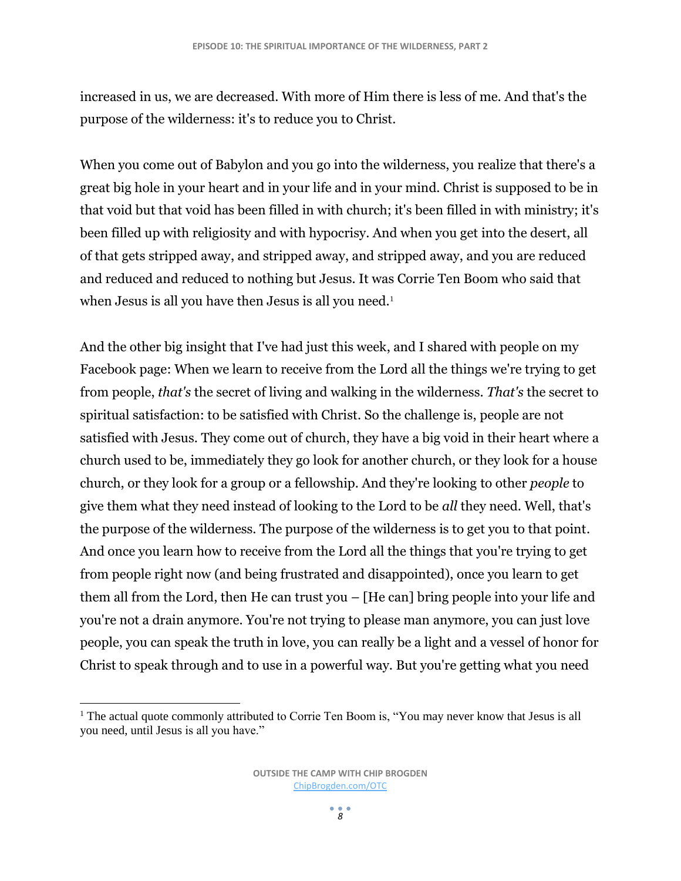increased in us, we are decreased. With more of Him there is less of me. And that's the purpose of the wilderness: it's to reduce you to Christ.

When you come out of Babylon and you go into the wilderness, you realize that there's a great big hole in your heart and in your life and in your mind. Christ is supposed to be in that void but that void has been filled in with church; it's been filled in with ministry; it's been filled up with religiosity and with hypocrisy. And when you get into the desert, all of that gets stripped away, and stripped away, and stripped away, and you are reduced and reduced and reduced to nothing but Jesus. It was Corrie Ten Boom who said that when Jesus is all you have then Jesus is all you need.[1]

And the other big insight that I've had just this week, and I shared with people on my Facebook page: When we learn to receive from the Lord all the things we're trying to get from people, *that's* the secret of living and walking in the wilderness. *That's* the secret to spiritual satisfaction: to be satisfied with Christ. So the challenge is, people are not satisfied with Jesus. They come out of church, they have a big void in their heart where a church used to be, immediately they go look for another church, or they look for a house church, or they look for a group or a fellowship. And they're looking to other *people* to give them what they need instead of looking to the Lord to be *all* they need. Well, that's the purpose of the wilderness. The purpose of the wilderness is to get you to that point. And once you learn how to receive from the Lord all the things that you're trying to get from people right now (and being frustrated and disappointed), once you learn to get them all from the Lord, then He can trust you – [He can] bring people into your life and you're not a drain anymore. You're not trying to please man anymore, you can just love people, you can speak the truth in love, you can really be a light and a vessel of honor for Christ to speak through and to use in a powerful way. But you're getting what you need

---

[1] The actual quote commonly attributed to Corrie Ten Boom is, "You may never know that Jesus is all you need, until Jesus is all you have."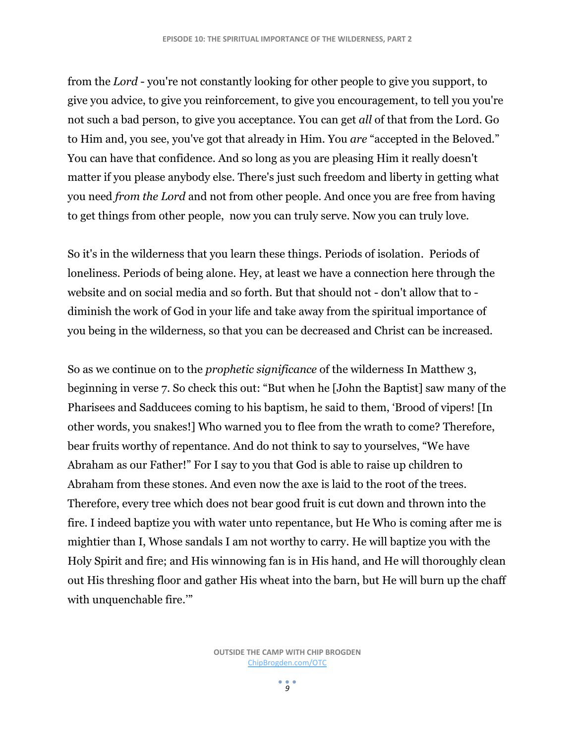from the *Lord* - you're not constantly looking for other people to give you support, to give you advice, to give you reinforcement, to give you encouragement, to tell you you're not such a bad person, to give you acceptance. You can get *all* of that from the Lord. Go to Him and, you see, you've got that already in Him. You *are* "accepted in the Beloved." You can have that confidence. And so long as you are pleasing Him it really doesn't matter if you please anybody else. There's just such freedom and liberty in getting what you need *from the Lord* and not from other people. And once you are free from having to get things from other people, now you can truly serve. Now you can truly love.

So it's in the wilderness that you learn these things. Periods of isolation. Periods of loneliness. Periods of being alone. Hey, at least we have a connection here through the website and on social media and so forth. But that should not - don't allow that to - diminish the work of God in your life and take away from the spiritual importance of you being in the wilderness, so that you can be decreased and Christ can be increased.

So as we continue on to the *prophetic significance* of the wilderness In Matthew 3, beginning in verse 7. So check this out: "But when he [John the Baptist] saw many of the Pharisees and Sadducees coming to his baptism, he said to them, 'Brood of vipers! [In other words, you snakes!] Who warned you to flee from the wrath to come? Therefore, bear fruits worthy of repentance. And do not think to say to yourselves, "We have Abraham as our Father!" For I say to you that God is able to raise up children to Abraham from these stones. And even now the axe is laid to the root of the trees. Therefore, every tree which does not bear good fruit is cut down and thrown into the fire. I indeed baptize you with water unto repentance, but He Who is coming after me is mightier than I, Whose sandals I am not worthy to carry. He will baptize you with the Holy Spirit and fire; and His winnowing fan is in His hand, and He will thoroughly clean out His threshing floor and gather His wheat into the barn, but He will burn up the chaff with unquenchable fire.'"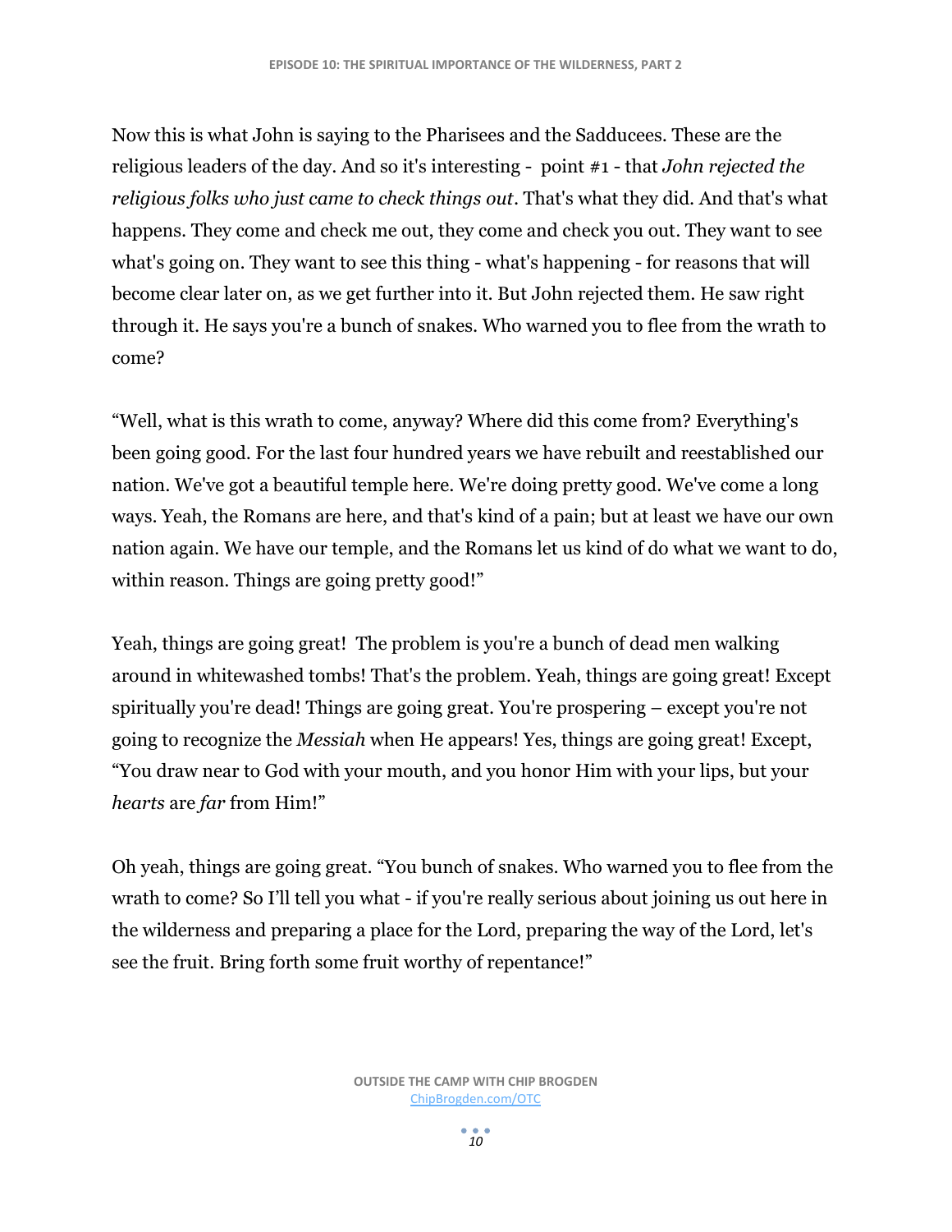Now this is what John is saying to the Pharisees and the Sadducees. These are the religious leaders of the day. And so it's interesting - point #1 - that *John rejected the religious folks who just came to check things out*. That's what they did. And that's what happens. They come and check me out, they come and check you out. They want to see what's going on. They want to see this thing - what's happening - for reasons that will become clear later on, as we get further into it. But John rejected them. He saw right through it. He says you're a bunch of snakes. Who warned you to flee from the wrath to come?

"Well, what is this wrath to come, anyway? Where did this come from? Everything's been going good. For the last four hundred years we have rebuilt and reestablished our nation. We've got a beautiful temple here. We're doing pretty good. We've come a long ways. Yeah, the Romans are here, and that's kind of a pain; but at least we have our own nation again. We have our temple, and the Romans let us kind of do what we want to do, within reason. Things are going pretty good!"

Yeah, things are going great! The problem is you're a bunch of dead men walking around in whitewashed tombs! That's the problem. Yeah, things are going great! Except spiritually you're dead! Things are going great. You're prospering – except you're not going to recognize the *Messiah* when He appears! Yes, things are going great! Except, "You draw near to God with your mouth, and you honor Him with your lips, but your *hearts* are *far* from Him!"

Oh yeah, things are going great. "You bunch of snakes. Who warned you to flee from the wrath to come? So I'll tell you what - if you're really serious about joining us out here in the wilderness and preparing a place for the Lord, preparing the way of the Lord, let's see the fruit. Bring forth some fruit worthy of repentance!"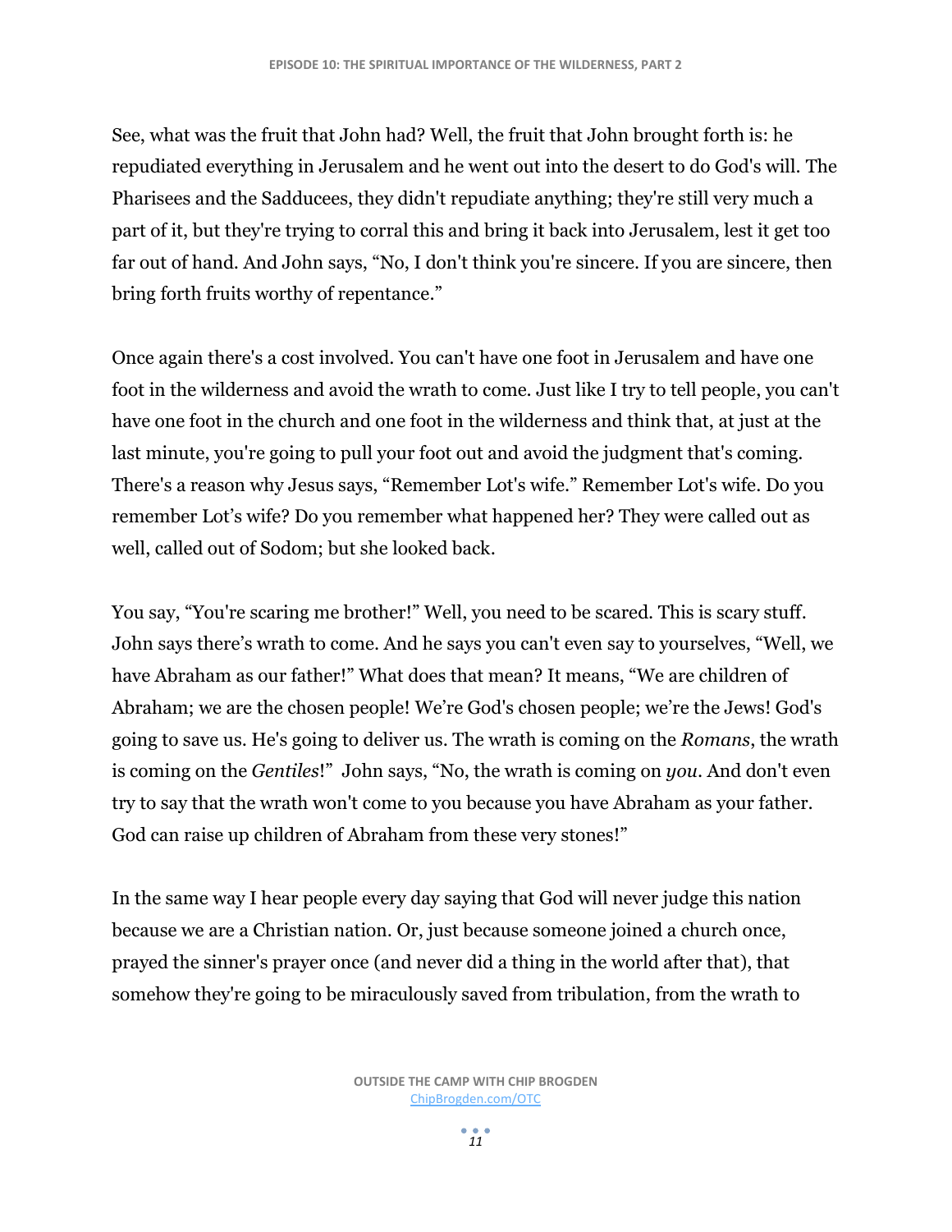See, what was the fruit that John had? Well, the fruit that John brought forth is: he repudiated everything in Jerusalem and he went out into the desert to do God's will. The Pharisees and the Sadducees, they didn't repudiate anything; they're still very much a part of it, but they're trying to corral this and bring it back into Jerusalem, lest it get too far out of hand. And John says, "No, I don't think you're sincere. If you are sincere, then bring forth fruits worthy of repentance."

Once again there's a cost involved. You can't have one foot in Jerusalem and have one foot in the wilderness and avoid the wrath to come. Just like I try to tell people, you can't have one foot in the church and one foot in the wilderness and think that, at just at the last minute, you're going to pull your foot out and avoid the judgment that's coming. There's a reason why Jesus says, "Remember Lot's wife." Remember Lot's wife. Do you remember Lot's wife? Do you remember what happened her? They were called out as well, called out of Sodom; but she looked back.

You say, "You're scaring me brother!" Well, you need to be scared. This is scary stuff. John says there's wrath to come. And he says you can't even say to yourselves, "Well, we have Abraham as our father!" What does that mean? It means, "We are children of Abraham; we are the chosen people! We're God's chosen people; we're the Jews! God's going to save us. He's going to deliver us. The wrath is coming on the *Romans*, the wrath is coming on the *Gentiles*!" John says, "No, the wrath is coming on *you*. And don't even try to say that the wrath won't come to you because you have Abraham as your father. God can raise up children of Abraham from these very stones!"

In the same way I hear people every day saying that God will never judge this nation because we are a Christian nation. Or, just because someone joined a church once, prayed the sinner's prayer once (and never did a thing in the world after that), that somehow they're going to be miraculously saved from tribulation, from the wrath to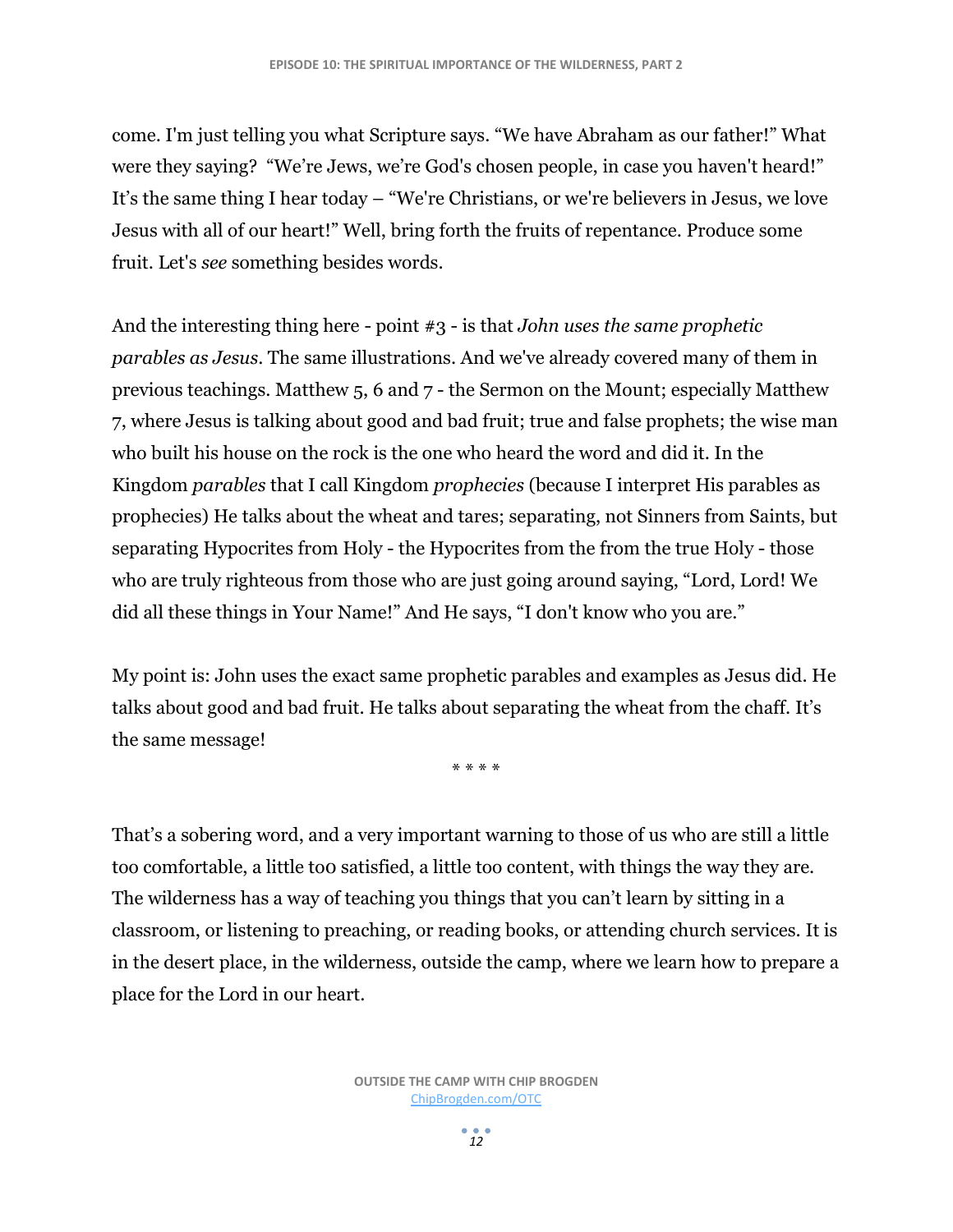come. I'm just telling you what Scripture says. "We have Abraham as our father!" What were they saying? "We're Jews, we're God's chosen people, in case you haven't heard!" It's the same thing I hear today – "We're Christians, or we're believers in Jesus, we love Jesus with all of our heart!" Well, bring forth the fruits of repentance. Produce some fruit. Let's *see* something besides words.

And the interesting thing here - point #3 - is that *John uses the same prophetic parables as Jesus*. The same illustrations. And we've already covered many of them in previous teachings. Matthew 5, 6 and 7 - the Sermon on the Mount; especially Matthew 7, where Jesus is talking about good and bad fruit; true and false prophets; the wise man who built his house on the rock is the one who heard the word and did it. In the Kingdom *parables* that I call Kingdom *prophecies* (because I interpret His parables as prophecies) He talks about the wheat and tares; separating, not Sinners from Saints, but separating Hypocrites from Holy - the Hypocrites from the from the true Holy - those who are truly righteous from those who are just going around saying, "Lord, Lord! We did all these things in Your Name!" And He says, "I don't know who you are."

My point is: John uses the exact same prophetic parables and examples as Jesus did. He talks about good and bad fruit. He talks about separating the wheat from the chaff. It's the same message!

\* \* \* \*

That's a sobering word, and a very important warning to those of us who are still a little too comfortable, a little too satisfied, a little too content, with things the way they are. The wilderness has a way of teaching you things that you can't learn by sitting in a classroom, or listening to preaching, or reading books, or attending church services. It is in the desert place, in the wilderness, outside the camp, where we learn how to prepare a place for the Lord in our heart.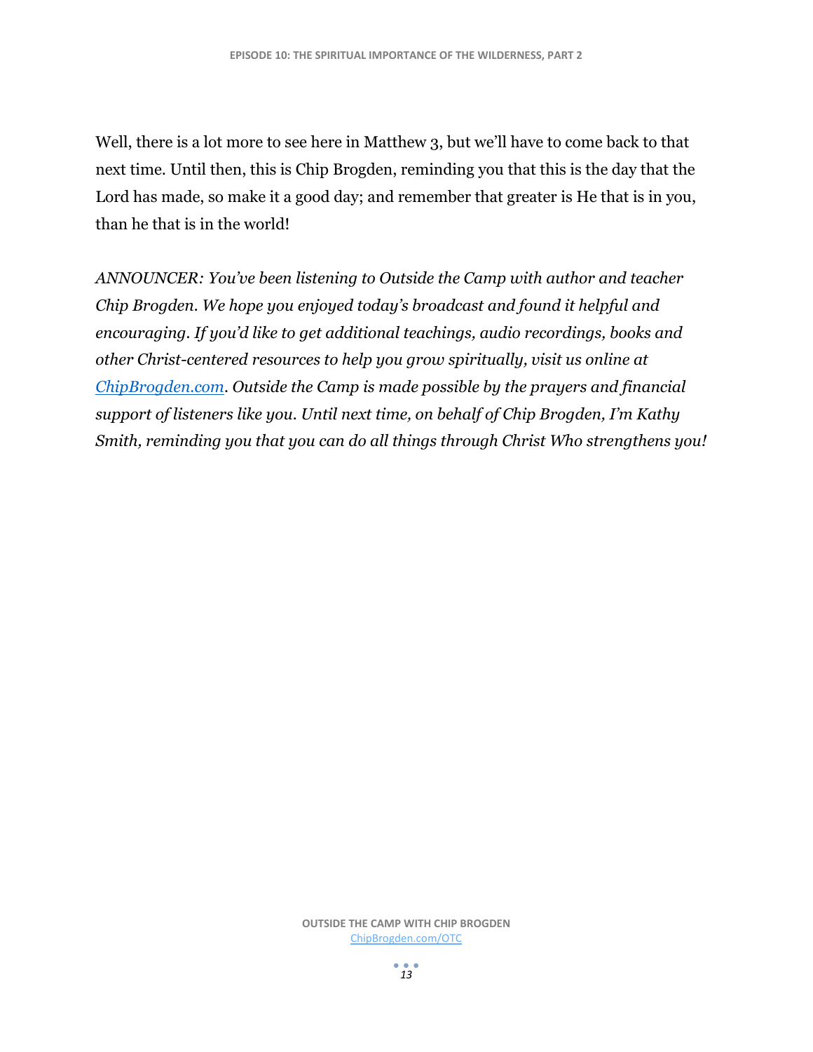Well, there is a lot more to see here in Matthew 3, but we'll have to come back to that next time. Until then, this is Chip Brogden, reminding you that this is the day that the Lord has made, so make it a good day; and remember that greater is He that is in you, than he that is in the world!

*ANNOUNCER: You've been listening to Outside the Camp with author and teacher Chip Brogden. We hope you enjoyed today's broadcast and found it helpful and encouraging. If you'd like to get additional teachings, audio recordings, books and other Christ-centered resources to help you grow spiritually, visit us online at [ChipBrogden.com](ChipBrogden.com). Outside the Camp is made possible by the prayers and financial support of listeners like you. Until next time, on behalf of Chip Brogden, I'm Kathy Smith, reminding you that you can do all things through Christ Who strengthens you!*